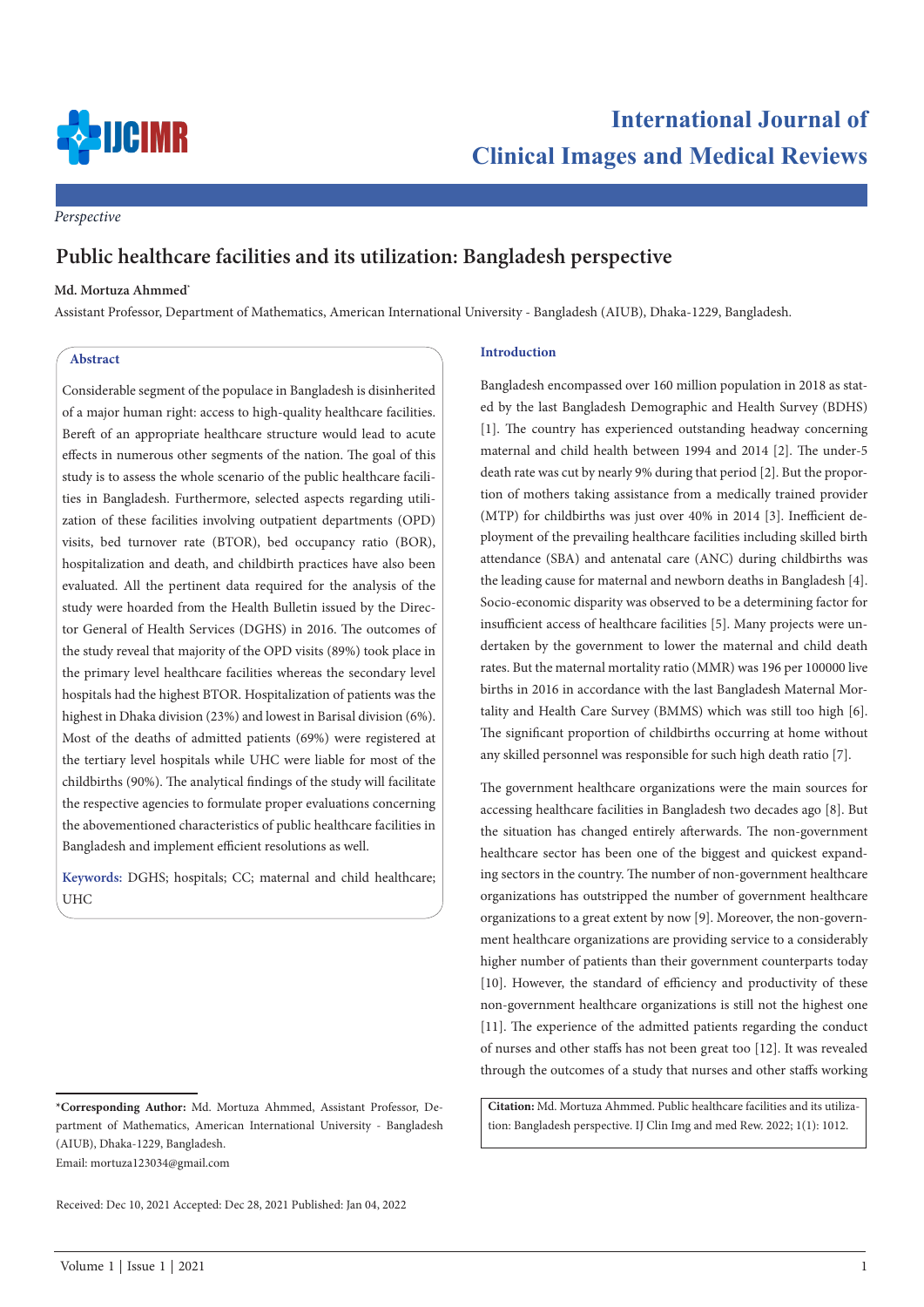*Perspective*

# Public healthcare facilities and its utilization: Bangladesh perspective

**Md. Mortuza Ahmmed***

Assistant Professor, Department of Mathematics, American International University - Bangladesh (AIUB), Dhaka-1229, Bangladesh.

## Abstract

Considerable segment of the populace in Bangladesh is disinherited of a major human right: access to high-quality healthcare facilities. Bereft of an appropriate healthcare structure would lead to acute effects in numerous other segments of the nation. The goal of this study is to assess the whole scenario of the public healthcare facilities in Bangladesh. Furthermore, selected aspects regarding utilization of these facilities involving outpatient departments (OPD) visits, bed turnover rate (BTOR), bed occupancy ratio (BOR), hospitalization and death, and childbirth practices have also been evaluated. All the pertinent data required for the analysis of the study were hoarded from the Health Bulletin issued by the Director General of Health Services (DGHS) in 2016. The outcomes of the study reveal that majority of the OPD visits (89%) took place in the primary level healthcare facilities whereas the secondary level hospitals had the highest BTOR. Hospitalization of patients was the highest in Dhaka division (23%) and lowest in Barisal division (6%). Most of the deaths of admitted patients (69%) were registered at the tertiary level hospitals while UHC were liable for most of the childbirths (90%). The analytical findings of the study will facilitate the respective agencies to formulate proper evaluations concerning the abovementioned characteristics of public healthcare facilities in Bangladesh and implement efficient resolutions as well.

**Keywords:** DGHS; hospitals; CC; maternal and child healthcare; UHC

## Introduction

Bangladesh encompassed over 160 million population in 2018 as stated by the last Bangladesh Demographic and Health Survey (BDHS) [1]. The country has experienced outstanding headway concerning maternal and child health between 1994 and 2014 [2]. The under-5 death rate was cut by nearly 9% during that period [2]. But the proportion of mothers taking assistance from a medically trained provider (MTP) for childbirths was just over 40% in 2014 [3]. Inefficient deployment of the prevailing healthcare facilities including skilled birth attendance (SBA) and antenatal care (ANC) during childbirths was the leading cause for maternal and newborn deaths in Bangladesh [4]. Socio-economic disparity was observed to be a determining factor for insufficient access of healthcare facilities [5]. Many projects were undertaken by the government to lower the maternal and child death rates. But the maternal mortality ratio (MMR) was 196 per 100000 live births in 2016 in accordance with the last Bangladesh Maternal Mortality and Health Care Survey (BMMS) which was still too high [6]. The significant proportion of childbirths occurring at home without any skilled personnel was responsible for such high death ratio [7].

The government healthcare organizations were the main sources for accessing healthcare facilities in Bangladesh two decades ago [8]. But the situation has changed entirely afterwards. The non-government healthcare sector has been one of the biggest and quickest expanding sectors in the country. The number of non-government healthcare organizations has outstripped the number of government healthcare organizations to a great extent by now [9]. Moreover, the non-government healthcare organizations are providing service to a considerably higher number of patients than their government counterparts today [10]. However, the standard of efficiency and productivity of these non-government healthcare organizations is still not the highest one [11]. The experience of the admitted patients regarding the conduct of nurses and other staffs has not been great too [12]. It was revealed through the outcomes of a study that nurses and other staffs working

---

***Corresponding Author:** Md. Mortuza Ahmmed, Assistant Professor, Department of Mathematics, American International University - Bangladesh (AIUB), Dhaka-1229, Bangladesh.

Email: mortuza123034@gmail.com

Received: Dec 10, 2021 Accepted: Dec 28, 2021 Published: Jan 04, 2022

**Citation:** Md. Mortuza Ahmmed. Public healthcare facilities and its utilization: Bangladesh perspective. IJ Clin Img and med Rew. 2022; 1(1): 1012.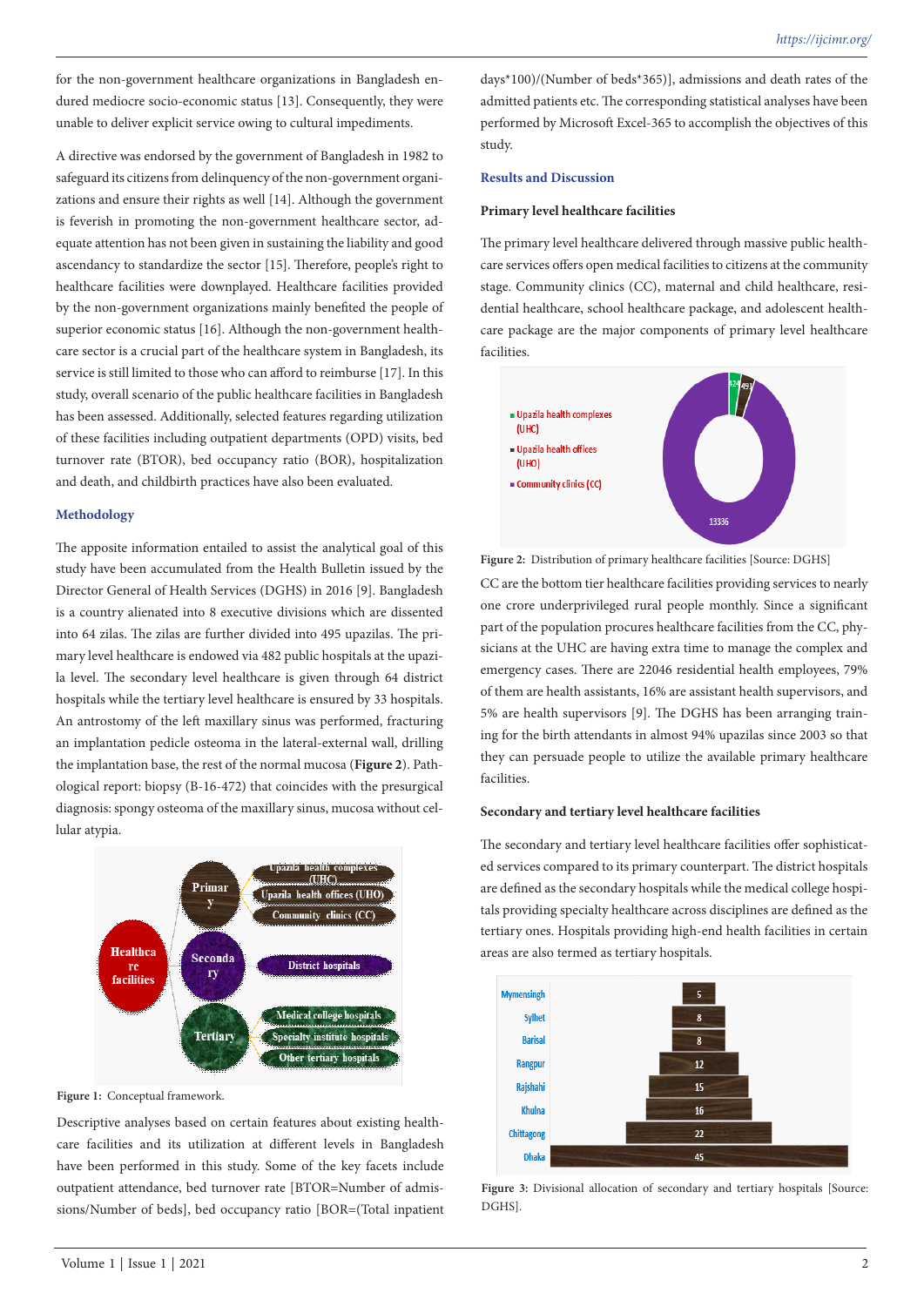for the non-government healthcare organizations in Bangladesh endured mediocre socio-economic status [13]. Consequently, they were unable to deliver explicit service owing to cultural impediments.

A directive was endorsed by the government of Bangladesh in 1982 to safeguard its citizens from delinquency of the non-government organizations and ensure their rights as well [14]. Although the government is feverish in promoting the non-government healthcare sector, adequate attention has not been given in sustaining the liability and good ascendancy to standardize the sector [15]. Therefore, people's right to healthcare facilities were downplayed. Healthcare facilities provided by the non-government organizations mainly benefited the people of superior economic status [16]. Although the non-government healthcare sector is a crucial part of the healthcare system in Bangladesh, its service is still limited to those who can afford to reimburse [17]. In this study, overall scenario of the public healthcare facilities in Bangladesh has been assessed. Additionally, selected features regarding utilization of these facilities including outpatient departments (OPD) visits, bed turnover rate (BTOR), bed occupancy ratio (BOR), hospitalization and death, and childbirth practices have also been evaluated.

## Methodology

The apposite information entailed to assist the analytical goal of this study have been accumulated from the Health Bulletin issued by the Director General of Health Services (DGHS) in 2016 [9]. Bangladesh is a country alienated into 8 executive divisions which are dissented into 64 zilas. The zilas are further divided into 495 upazilas. The primary level healthcare is endowed via 482 public hospitals at the upazila level. The secondary level healthcare is given through 64 district hospitals while the tertiary level healthcare is ensured by 33 hospitals. An antrostomy of the left maxillary sinus was performed, fracturing an implantation pedicle osteoma in the lateral-external wall, drilling the implantation base, the rest of the normal mucosa (**Figure 2**). Pathological report: biopsy (B-16-472) that coincides with the presurgical diagnosis: spongy osteoma of the maxillary sinus, mucosa without cellular atypia.

Healthcare facilities
- Primary
  - Upazila health complexes (UHC)
  - Upazila health offices (UHO)
  - Community clinics (CC)
- Secondary
  - District hospitals
- Tertiary
  - Medical college hospitals
  - Specialty institute hospitals
  - Other tertiary hospitals

**Figure 1:** Conceptual framework.

Descriptive analyses based on certain features about existing healthcare facilities and its utilization at different levels in Bangladesh have been performed in this study. Some of the key facets include outpatient attendance, bed turnover rate [BTOR=Number of admissions/Number of beds], bed occupancy ratio [BOR=(Total inpatient days*100)/(Number of beds*365)], admissions and death rates of the admitted patients etc. The corresponding statistical analyses have been performed by Microsoft Excel-365 to accomplish the objectives of this study.

## Results and Discussion

### Primary level healthcare facilities

The primary level healthcare delivered through massive public healthcare services offers open medical facilities to citizens at the community stage. Community clinics (CC), maternal and child healthcare, residential healthcare, school healthcare package, and adolescent healthcare package are the major components of primary level healthcare facilities.

| Facility | Number |
|---|---|
| Upazila health complexes (UHC) | 424 |
| Upazila health offices (UHO) | 491 |
| Community clinics (CC) | 13336 |

**Figure 2:** Distribution of primary healthcare facilities [Source: DGHS]

CC are the bottom tier healthcare facilities providing services to nearly one crore underprivileged rural people monthly. Since a significant part of the population procures healthcare facilities from the CC, physicians at the UHC are having extra time to manage the complex and emergency cases. There are 22046 residential health employees, 79% of them are health assistants, 16% are assistant health supervisors, and 5% are health supervisors [9]. The DGHS has been arranging training for the birth attendants in almost 94% upazilas since 2003 so that they can persuade people to utilize the available primary healthcare facilities.

### Secondary and tertiary level healthcare facilities

The secondary and tertiary level healthcare facilities offer sophisticated services compared to its primary counterpart. The district hospitals are defined as the secondary hospitals while the medical college hospitals providing specialty healthcare across disciplines are defined as the tertiary ones. Hospitals providing high-end health facilities in certain areas are also termed as tertiary hospitals.

| Division | Number |
|---|---|
| Mymensingh | 5 |
| Sylhet | 8 |
| Barisal | 8 |
| Rangpur | 12 |
| Rajshahi | 15 |
| Khulna | 16 |
| Chittagong | 22 |
| Dhaka | 45 |

**Figure 3:** Divisional allocation of secondary and tertiary hospitals [Source: DGHS].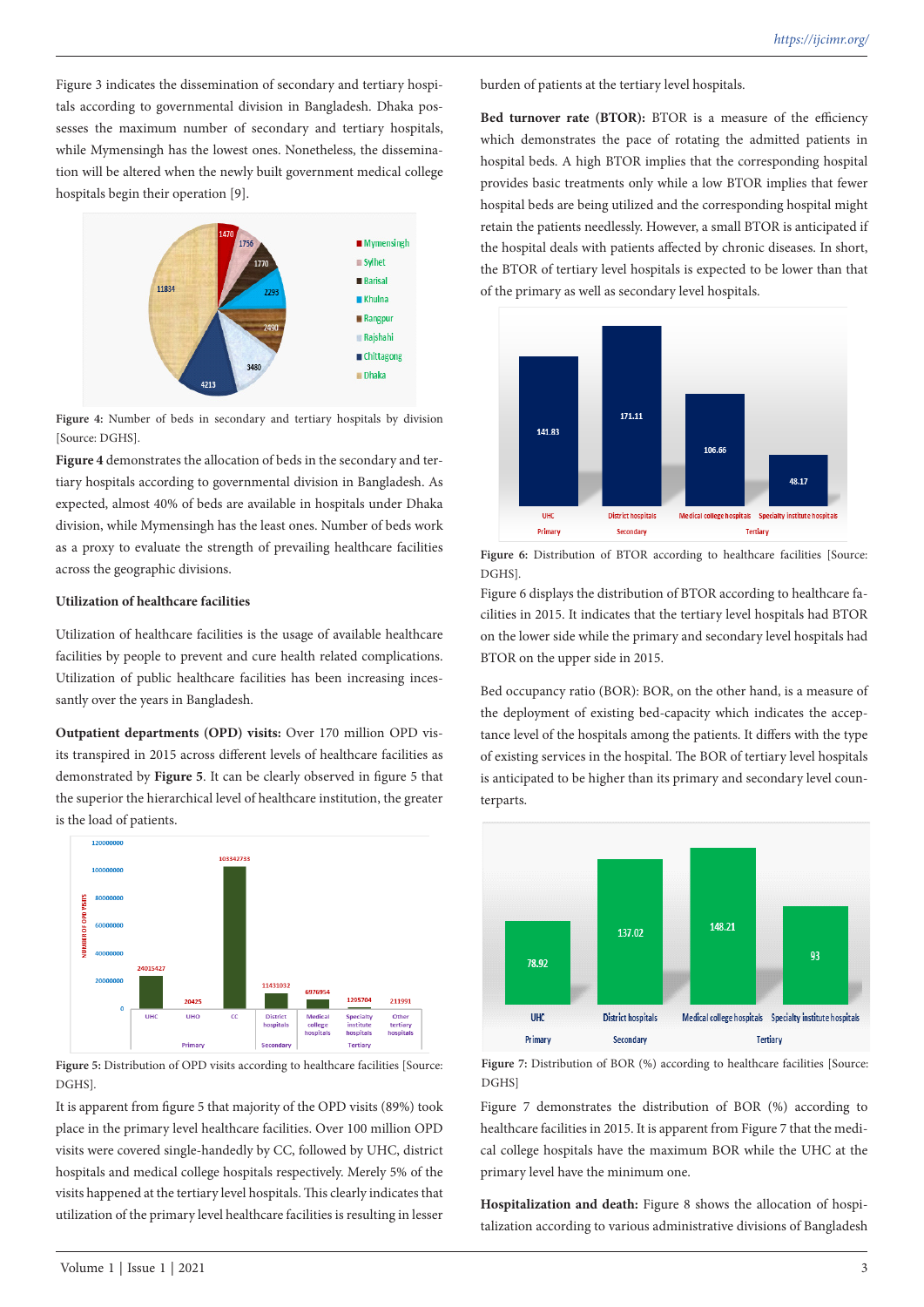Figure 3 indicates the dissemination of secondary and tertiary hospitals according to governmental division in Bangladesh. Dhaka possesses the maximum number of secondary and tertiary hospitals, while Mymensingh has the lowest ones. Nonetheless, the dissemination will be altered when the newly built government medical college hospitals begin their operation [9].

**Figure 4:** Number of beds in secondary and tertiary hospitals by division [Source: DGHS].

**Figure 4** demonstrates the allocation of beds in the secondary and tertiary hospitals according to governmental division in Bangladesh. As expected, almost 40% of beds are available in hospitals under Dhaka division, while Mymensingh has the least ones. Number of beds work as a proxy to evaluate the strength of prevailing healthcare facilities across the geographic divisions.

### Utilization of healthcare facilities

Utilization of healthcare facilities is the usage of available healthcare facilities by people to prevent and cure health related complications. Utilization of public healthcare facilities has been increasing incessantly over the years in Bangladesh.

**Outpatient departments (OPD) visits:** Over 170 million OPD visits transpired in 2015 across different levels of healthcare facilities as demonstrated by **Figure 5**. It can be clearly observed in figure 5 that the superior the hierarchical level of healthcare institution, the greater is the load of patients.

**Figure 5:** Distribution of OPD visits according to healthcare facilities [Source: DGHS].

It is apparent from figure 5 that majority of the OPD visits (89%) took place in the primary level healthcare facilities. Over 100 million OPD visits were covered single-handedly by CC, followed by UHC, district hospitals and medical college hospitals respectively. Merely 5% of the visits happened at the tertiary level hospitals. This clearly indicates that utilization of the primary level healthcare facilities is resulting in lesser burden of patients at the tertiary level hospitals.

**Bed turnover rate (BTOR):** BTOR is a measure of the efficiency which demonstrates the pace of rotating the admitted patients in hospital beds. A high BTOR implies that the corresponding hospital provides basic treatments only while a low BTOR implies that fewer hospital beds are being utilized and the corresponding hospital might retain the patients needlessly. However, a small BTOR is anticipated if the hospital deals with patients affected by chronic diseases. In short, the BTOR of tertiary level hospitals is expected to be lower than that of the primary as well as secondary level hospitals.

**Figure 6:** Distribution of BTOR according to healthcare facilities [Source: DGHS].

Figure 6 displays the distribution of BTOR according to healthcare facilities in 2015. It indicates that the tertiary level hospitals had BTOR on the lower side while the primary and secondary level hospitals had BTOR on the upper side in 2015.

Bed occupancy ratio (BOR): BOR, on the other hand, is a measure of the deployment of existing bed-capacity which indicates the acceptance level of the hospitals among the patients. It differs with the type of existing services in the hospital. The BOR of tertiary level hospitals is anticipated to be higher than its primary and secondary level counterparts.

**Figure 7:** Distribution of BOR (%) according to healthcare facilities [Source: DGHS]

Figure 7 demonstrates the distribution of BOR (%) according to healthcare facilities in 2015. It is apparent from Figure 7 that the medical college hospitals have the maximum BOR while the UHC at the primary level have the minimum one.

**Hospitalization and death:** Figure 8 shows the allocation of hospitalization according to various administrative divisions of Bangladesh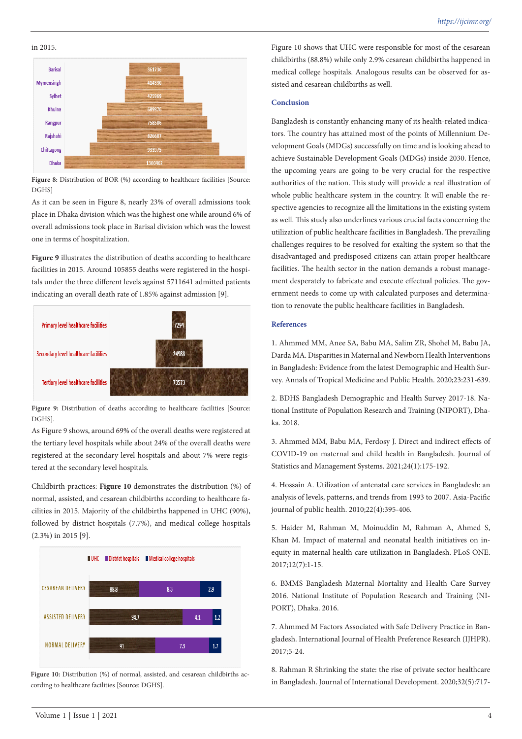in 2015.

Figure 8: Distribution of BOR (%) according to healthcare facilities [Source: DGHS]

As it can be seen in Figure 8, nearly 23% of overall admissions took place in Dhaka division which was the highest one while around 6% of overall admissions took place in Barisal division which was the lowest one in terms of hospitalization.

**Figure 9** illustrates the distribution of deaths according to healthcare facilities in 2015. Around 105855 deaths were registered in the hospitals under the three different levels against 5711641 admitted patients indicating an overall death rate of 1.85% against admission [9].

Figure 9: Distribution of deaths according to healthcare facilities [Source: DGHS].

As Figure 9 shows, around 69% of the overall deaths were registered at the tertiary level hospitals while about 24% of the overall deaths were registered at the secondary level hospitals and about 7% were registered at the secondary level hospitals.

Childbirth practices: **Figure 10** demonstrates the distribution (%) of normal, assisted, and cesarean childbirths according to healthcare facilities in 2015. Majority of the childbirths happened in UHC (90%), followed by district hospitals (7.7%), and medical college hospitals (2.3%) in 2015 [9].

Figure 10: Distribution (%) of normal, assisted, and cesarean childbirths according to healthcare facilities [Source: DGHS].

Figure 10 shows that UHC were responsible for most of the cesarean childbirths (88.8%) while only 2.9% cesarean childbirths happened in medical college hospitals. Analogous results can be observed for assisted and cesarean childbirths as well.

## Conclusion

Bangladesh is constantly enhancing many of its health-related indicators. The country has attained most of the points of Millennium Development Goals (MDGs) successfully on time and is looking ahead to achieve Sustainable Development Goals (MDGs) inside 2030. Hence, the upcoming years are going to be very crucial for the respective authorities of the nation. This study will provide a real illustration of whole public healthcare system in the country. It will enable the respective agencies to recognize all the limitations in the existing system as well. This study also underlines various crucial facts concerning the utilization of public healthcare facilities in Bangladesh. The prevailing challenges requires to be resolved for exalting the system so that the disadvantaged and predisposed citizens can attain proper healthcare facilities. The health sector in the nation demands a robust management desperately to fabricate and execute effectual policies. The government needs to come up with calculated purposes and determination to renovate the public healthcare facilities in Bangladesh.

## References

1. Ahmmed MM, Anee SA, Babu MA, Salim ZR, Shohel M, Babu JA, Darda MA. Disparities in Maternal and Newborn Health Interventions in Bangladesh: Evidence from the latest Demographic and Health Survey. Annals of Tropical Medicine and Public Health. 2020;23:231-639.

2. BDHS Bangladesh Demographic and Health Survey 2017-18. National Institute of Population Research and Training (NIPORT), Dhaka. 2018.

3. Ahmmed MM, Babu MA, Ferdosy J. Direct and indirect effects of COVID-19 on maternal and child health in Bangladesh. Journal of Statistics and Management Systems. 2021;24(1):175-192.

4. Hossain A. Utilization of antenatal care services in Bangladesh: an analysis of levels, patterns, and trends from 1993 to 2007. Asia-Pacific journal of public health. 2010;22(4):395-406.

5. Haider M, Rahman M, Moinuddin M, Rahman A, Ahmed S, Khan M. Impact of maternal and neonatal health initiatives on inequity in maternal health care utilization in Bangladesh. PLoS ONE. 2017;12(7):1-15.

6. BMMS Bangladesh Maternal Mortality and Health Care Survey 2016. National Institute of Population Research and Training (NIPORT), Dhaka. 2016.

7. Ahmmed M Factors Associated with Safe Delivery Practice in Bangladesh. International Journal of Health Preference Research (IJHPR). 2017;5-24.

8. Rahman R Shrinking the state: the rise of private sector healthcare in Bangladesh. Journal of International Development. 2020;32(5):717-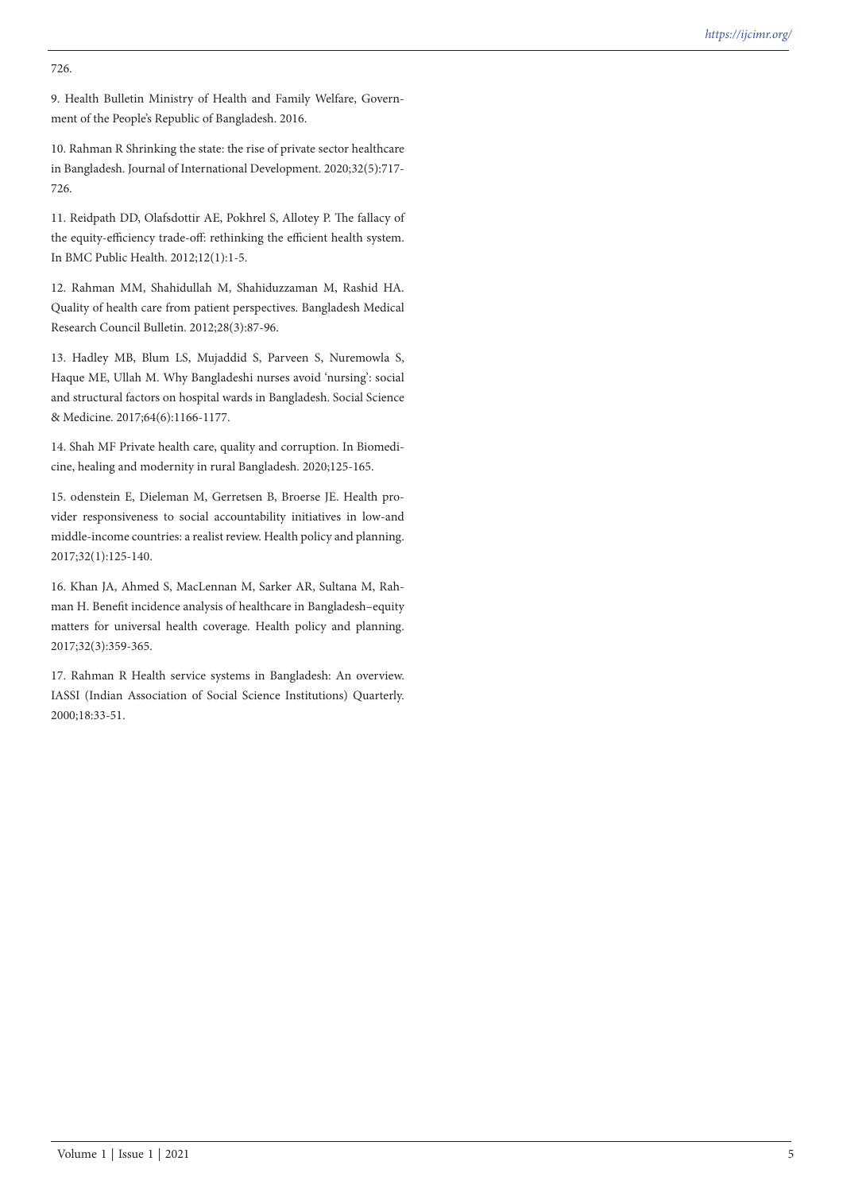726.

9. Health Bulletin Ministry of Health and Family Welfare, Government of the People's Republic of Bangladesh. 2016.

10. Rahman R Shrinking the state: the rise of private sector healthcare in Bangladesh. Journal of International Development. 2020;32(5):717-726.

11. Reidpath DD, Olafsdottir AE, Pokhrel S, Allotey P. The fallacy of the equity-efficiency trade-off: rethinking the efficient health system. In BMC Public Health. 2012;12(1):1-5.

12. Rahman MM, Shahidullah M, Shahiduzzaman M, Rashid HA. Quality of health care from patient perspectives. Bangladesh Medical Research Council Bulletin. 2012;28(3):87-96.

13. Hadley MB, Blum LS, Mujaddid S, Parveen S, Nuremowla S, Haque ME, Ullah M. Why Bangladeshi nurses avoid 'nursing': social and structural factors on hospital wards in Bangladesh. Social Science & Medicine. 2017;64(6):1166-1177.

14. Shah MF Private health care, quality and corruption. In Biomedicine, healing and modernity in rural Bangladesh. 2020;125-165.

15. odenstein E, Dieleman M, Gerretsen B, Broerse JE. Health provider responsiveness to social accountability initiatives in low-and middle-income countries: a realist review. Health policy and planning. 2017;32(1):125-140.

16. Khan JA, Ahmed S, MacLennan M, Sarker AR, Sultana M, Rahman H. Benefit incidence analysis of healthcare in Bangladesh–equity matters for universal health coverage. Health policy and planning. 2017;32(3):359-365.

17. Rahman R Health service systems in Bangladesh: An overview. IASSI (Indian Association of Social Science Institutions) Quarterly. 2000;18:33-51.